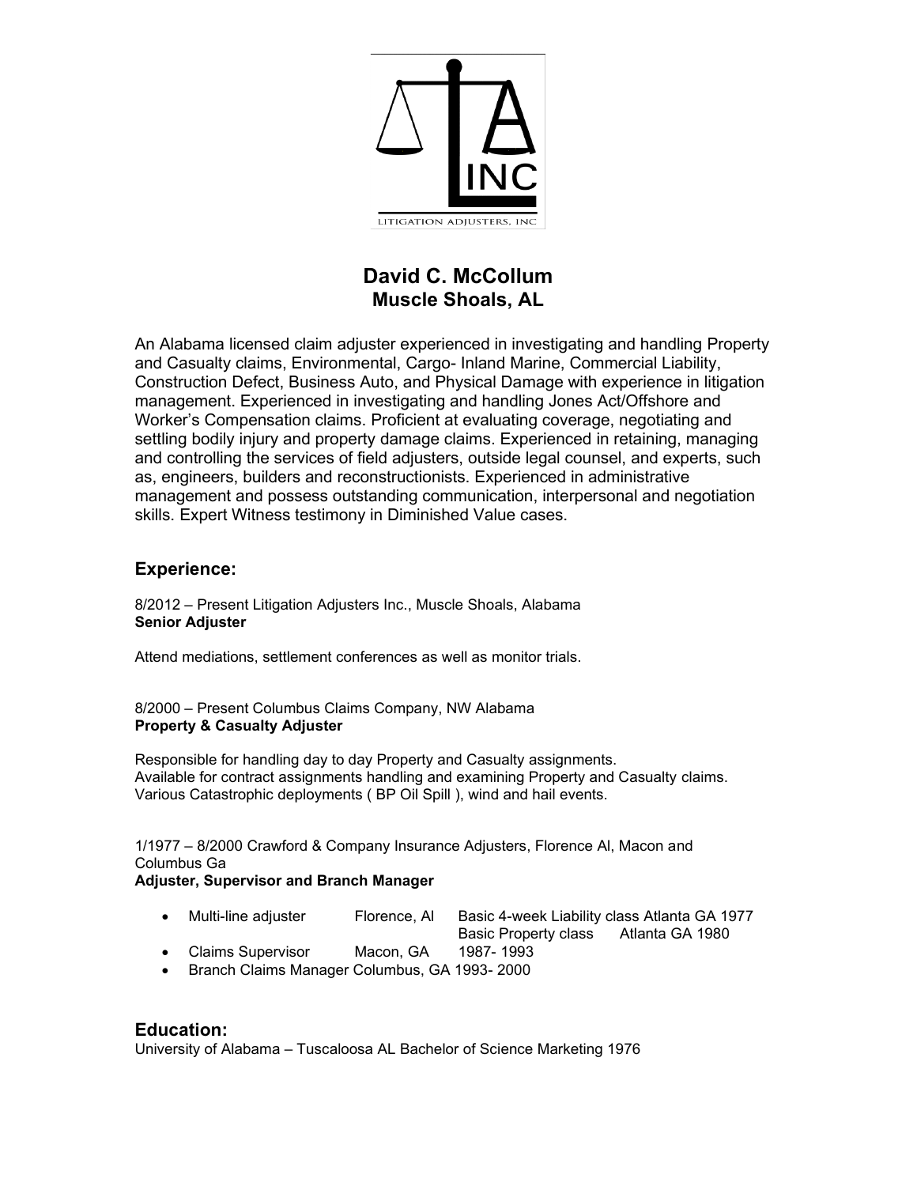LITIGATION ADJUSTERS, INC

# David C. McCollum
## Muscle Shoals, AL

An Alabama licensed claim adjuster experienced in investigating and handling Property and Casualty claims, Environmental, Cargo- Inland Marine, Commercial Liability, Construction Defect, Business Auto, and Physical Damage with experience in litigation management. Experienced in investigating and handling Jones Act/Offshore and Worker's Compensation claims. Proficient at evaluating coverage, negotiating and settling bodily injury and property damage claims. Experienced in retaining, managing and controlling the services of field adjusters, outside legal counsel, and experts, such as, engineers, builders and reconstructionists. Experienced in administrative management and possess outstanding communication, interpersonal and negotiation skills. Expert Witness testimony in Diminished Value cases.

## Experience:

8/2012 – Present Litigation Adjusters Inc., Muscle Shoals, Alabama
**Senior Adjuster**

Attend mediations, settlement conferences as well as monitor trials.

8/2000 – Present Columbus Claims Company, NW Alabama
**Property & Casualty Adjuster**

Responsible for handling day to day Property and Casualty assignments.
Available for contract assignments handling and examining Property and Casualty claims.
Various Catastrophic deployments ( BP Oil Spill ), wind and hail events.

1/1977 – 8/2000 Crawford & Company Insurance Adjusters, Florence Al, Macon and Columbus Ga
**Adjuster, Supervisor and Branch Manager**

- Multi-line adjuster Florence, Al Basic 4-week Liability class Atlanta GA 1977
  Basic Property class Atlanta GA 1980
- Claims Supervisor Macon, GA 1987- 1993
- Branch Claims Manager Columbus, GA 1993- 2000

## Education:

University of Alabama – Tuscaloosa AL Bachelor of Science Marketing 1976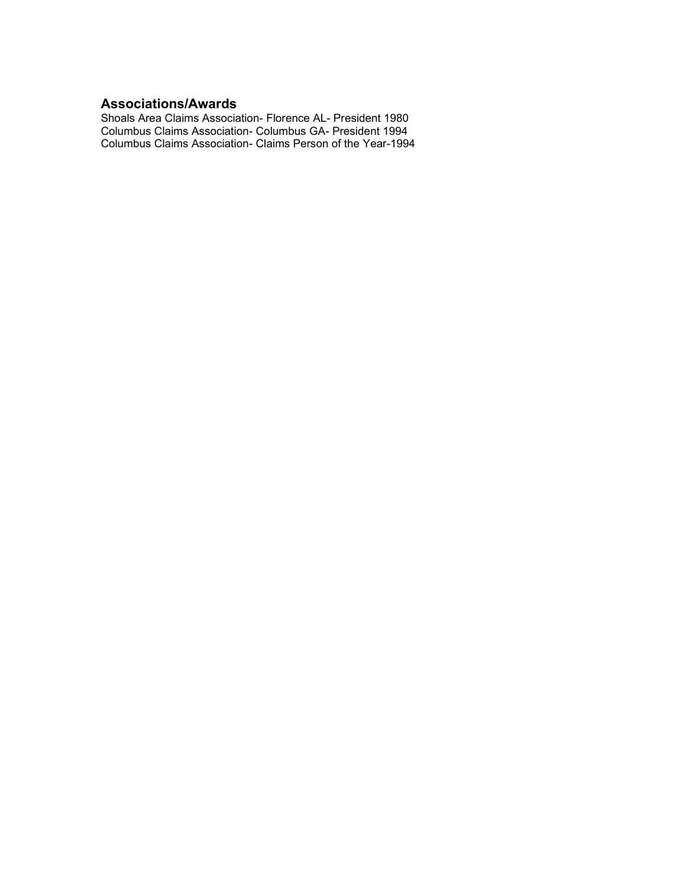## Associations/Awards

Shoals Area Claims Association- Florence AL- President 1980
Columbus Claims Association- Columbus GA- President 1994
Columbus Claims Association- Claims Person of the Year-1994